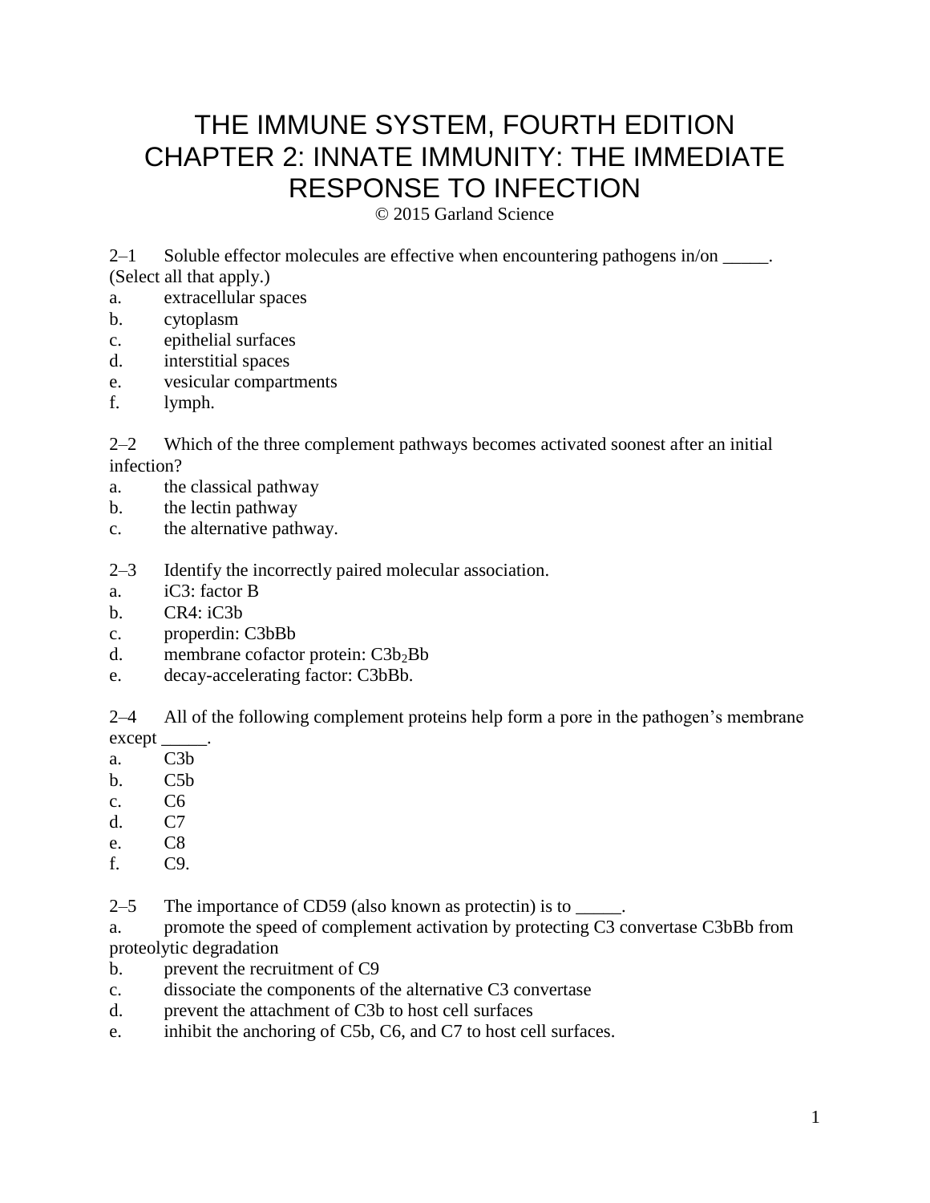# THE IMMUNE SYSTEM, FOURTH EDITION
# CHAPTER 2: INNATE IMMUNITY: THE IMMEDIATE RESPONSE TO INFECTION

© 2015 Garland Science

2–1 Soluble effector molecules are effective when encountering pathogens in/on _____. (Select all that apply.)

a. extracellular spaces
b. cytoplasm
c. epithelial surfaces
d. interstitial spaces
e. vesicular compartments
f. lymph.

2–2 Which of the three complement pathways becomes activated soonest after an initial infection?

a. the classical pathway
b. the lectin pathway
c. the alternative pathway.

2–3 Identify the incorrectly paired molecular association.

a. iC3: factor B
b. CR4: iC3b
c. properdin: C3bBb
d. membrane cofactor protein: $C3b_2Bb$
e. decay-accelerating factor: C3bBb.

2–4 All of the following complement proteins help form a pore in the pathogen's membrane except _____.

a. C3b
b. C5b
c. C6
d. C7
e. C8
f. C9.

2–5 The importance of CD59 (also known as protectin) is to _____.

a. promote the speed of complement activation by protecting C3 convertase C3bBb from proteolytic degradation
b. prevent the recruitment of C9
c. dissociate the components of the alternative C3 convertase
d. prevent the attachment of C3b to host cell surfaces
e. inhibit the anchoring of C5b, C6, and C7 to host cell surfaces.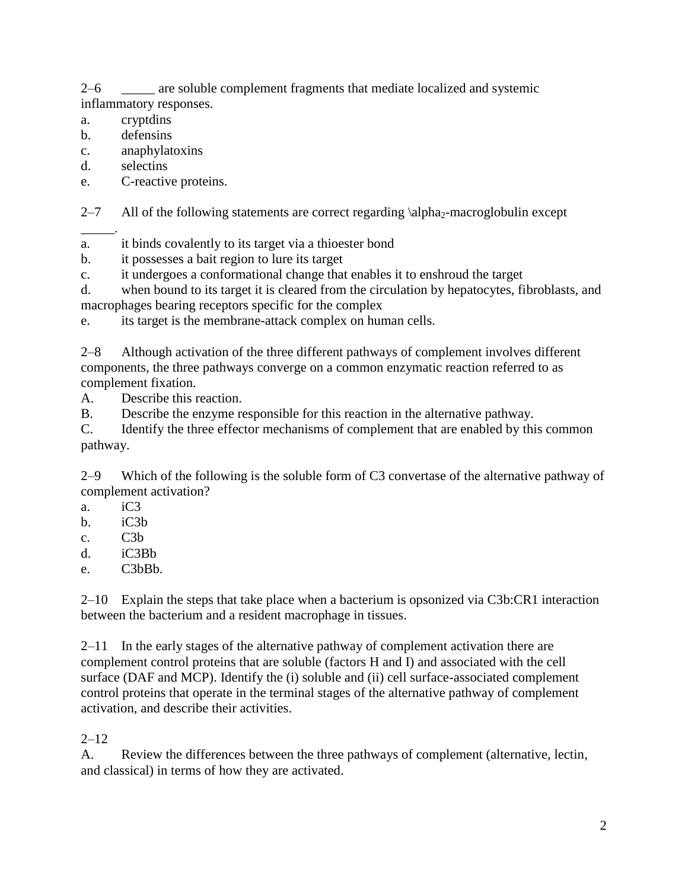2–6 _____ are soluble complement fragments that mediate localized and systemic inflammatory responses.

a. cryptdins
b. defensins
c. anaphylatoxins
d. selectins
e. C-reactive proteins.

2–7 All of the following statements are correct regarding $\alpha_2$-macroglobulin except _____.

a. it binds covalently to its target via a thioester bond
b. it possesses a bait region to lure its target
c. it undergoes a conformational change that enables it to enshroud the target
d. when bound to its target it is cleared from the circulation by hepatocytes, fibroblasts, and macrophages bearing receptors specific for the complex
e. its target is the membrane-attack complex on human cells.

2–8 Although activation of the three different pathways of complement involves different components, the three pathways converge on a common enzymatic reaction referred to as complement fixation.

A. Describe this reaction.
B. Describe the enzyme responsible for this reaction in the alternative pathway.
C. Identify the three effector mechanisms of complement that are enabled by this common pathway.

2–9 Which of the following is the soluble form of C3 convertase of the alternative pathway of complement activation?

a. iC3
b. iC3b
c. C3b
d. iC3Bb
e. C3bBb.

2–10 Explain the steps that take place when a bacterium is opsonized via C3b:CR1 interaction between the bacterium and a resident macrophage in tissues.

2–11 In the early stages of the alternative pathway of complement activation there are complement control proteins that are soluble (factors H and I) and associated with the cell surface (DAF and MCP). Identify the (i) soluble and (ii) cell surface-associated complement control proteins that operate in the terminal stages of the alternative pathway of complement activation, and describe their activities.

2–12

A. Review the differences between the three pathways of complement (alternative, lectin, and classical) in terms of how they are activated.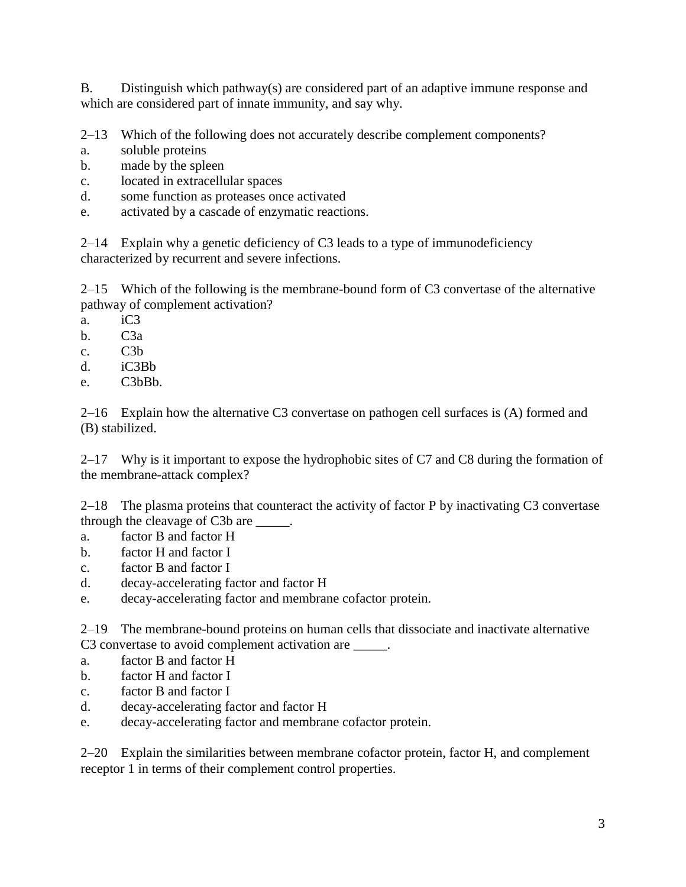B. Distinguish which pathway(s) are considered part of an adaptive immune response and which are considered part of innate immunity, and say why.

2–13 Which of the following does not accurately describe complement components?

a. soluble proteins
b. made by the spleen
c. located in extracellular spaces
d. some function as proteases once activated
e. activated by a cascade of enzymatic reactions.

2–14 Explain why a genetic deficiency of C3 leads to a type of immunodeficiency characterized by recurrent and severe infections.

2–15 Which of the following is the membrane-bound form of C3 convertase of the alternative pathway of complement activation?

a. iC3
b. C3a
c. C3b
d. iC3Bb
e. C3bBb.

2–16 Explain how the alternative C3 convertase on pathogen cell surfaces is (A) formed and (B) stabilized.

2–17 Why is it important to expose the hydrophobic sites of C7 and C8 during the formation of the membrane-attack complex?

2–18 The plasma proteins that counteract the activity of factor P by inactivating C3 convertase through the cleavage of C3b are _____.

a. factor B and factor H
b. factor H and factor I
c. factor B and factor I
d. decay-accelerating factor and factor H
e. decay-accelerating factor and membrane cofactor protein.

2–19 The membrane-bound proteins on human cells that dissociate and inactivate alternative C3 convertase to avoid complement activation are _____.

a. factor B and factor H
b. factor H and factor I
c. factor B and factor I
d. decay-accelerating factor and factor H
e. decay-accelerating factor and membrane cofactor protein.

2–20 Explain the similarities between membrane cofactor protein, factor H, and complement receptor 1 in terms of their complement control properties.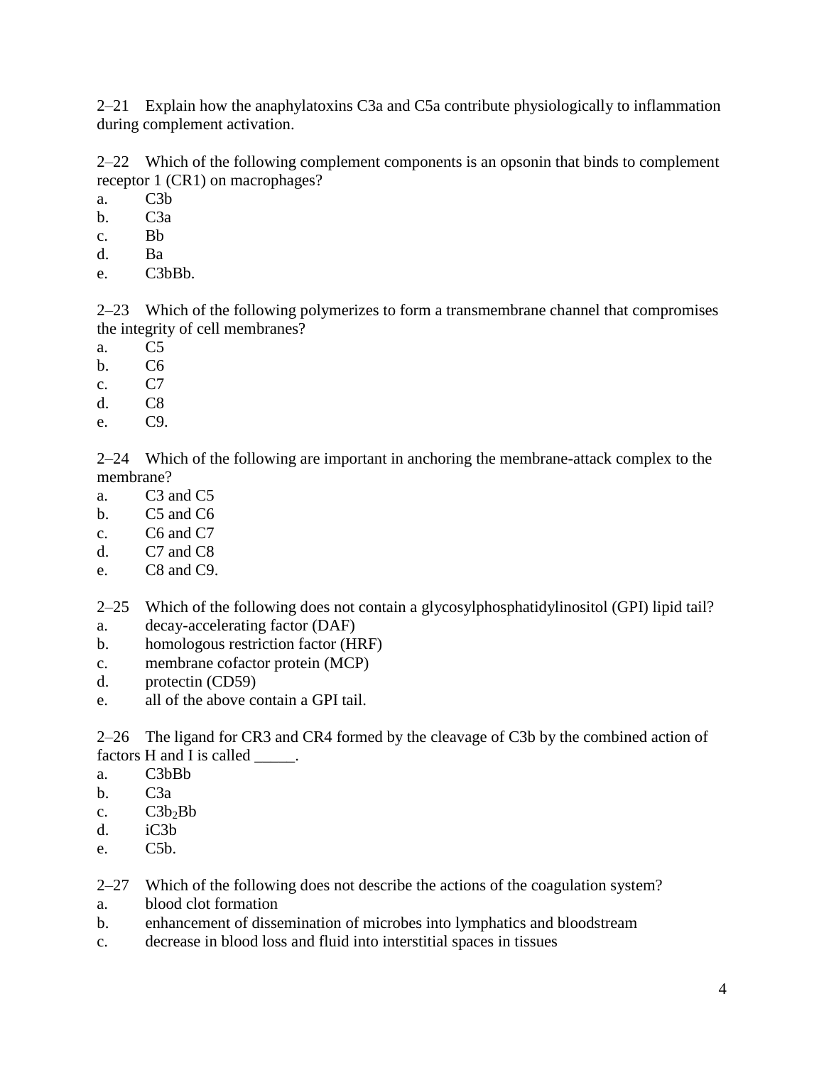2–21 Explain how the anaphylatoxins C3a and C5a contribute physiologically to inflammation during complement activation.

2–22 Which of the following complement components is an opsonin that binds to complement receptor 1 (CR1) on macrophages?

a. C3b
b. C3a
c. Bb
d. Ba
e. C3bBb.

2–23 Which of the following polymerizes to form a transmembrane channel that compromises the integrity of cell membranes?

a. C5
b. C6
c. C7
d. C8
e. C9.

2–24 Which of the following are important in anchoring the membrane-attack complex to the membrane?

a. C3 and C5
b. C5 and C6
c. C6 and C7
d. C7 and C8
e. C8 and C9.

2–25 Which of the following does not contain a glycosylphosphatidylinositol (GPI) lipid tail?

a. decay-accelerating factor (DAF)
b. homologous restriction factor (HRF)
c. membrane cofactor protein (MCP)
d. protectin (CD59)
e. all of the above contain a GPI tail.

2–26 The ligand for CR3 and CR4 formed by the cleavage of C3b by the combined action of factors H and I is called _____.

a. C3bBb
b. C3a
c. $C3b_2Bb$
d. iC3b
e. C5b.

2–27 Which of the following does not describe the actions of the coagulation system?

a. blood clot formation
b. enhancement of dissemination of microbes into lymphatics and bloodstream
c. decrease in blood loss and fluid into interstitial spaces in tissues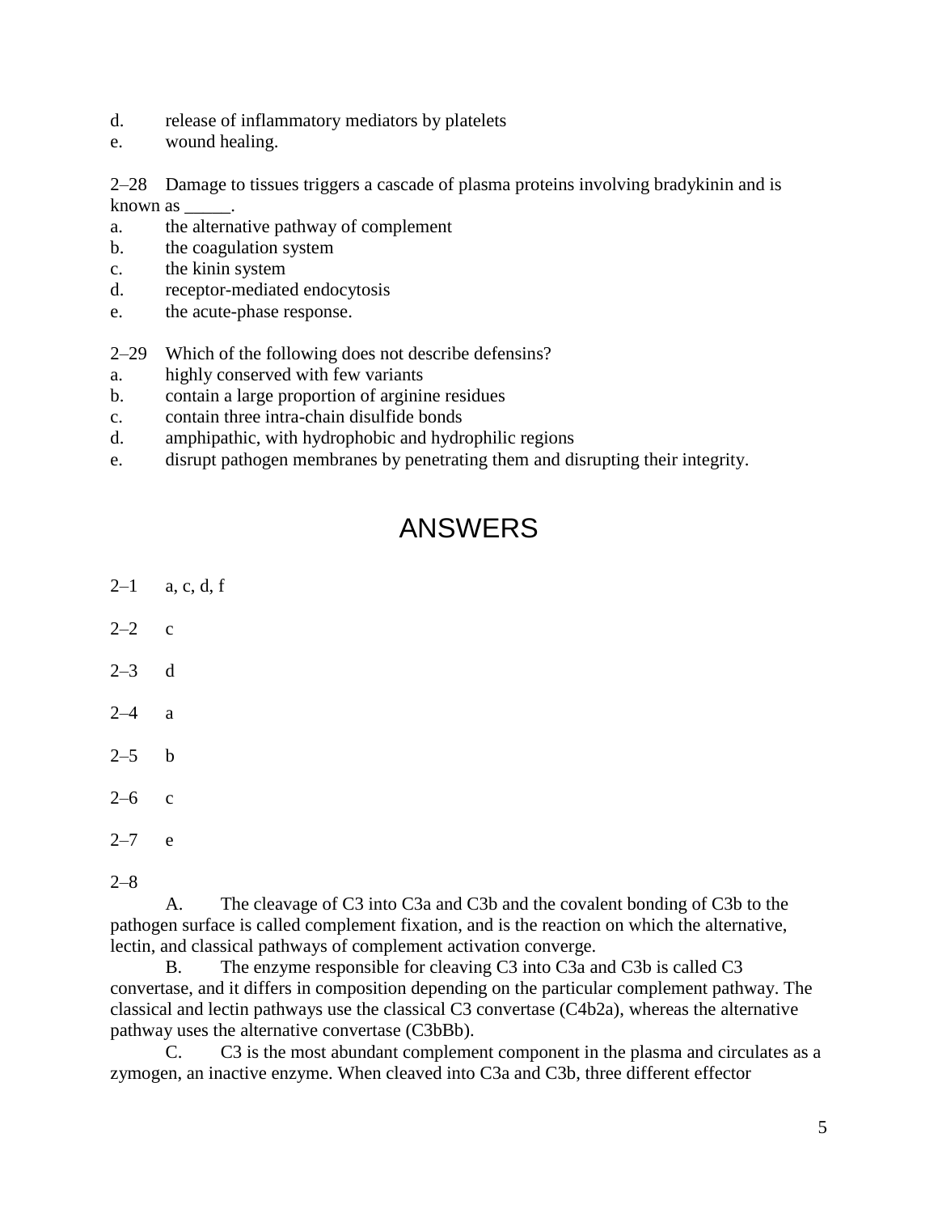d. release of inflammatory mediators by platelets
e. wound healing.

2–28 Damage to tissues triggers a cascade of plasma proteins involving bradykinin and is known as _____.
a. the alternative pathway of complement
b. the coagulation system
c. the kinin system
d. receptor-mediated endocytosis
e. the acute-phase response.

2–29 Which of the following does not describe defensins?
a. highly conserved with few variants
b. contain a large proportion of arginine residues
c. contain three intra-chain disulfide bonds
d. amphipathic, with hydrophobic and hydrophilic regions
e. disrupt pathogen membranes by penetrating them and disrupting their integrity.

# ANSWERS

2–1 a, c, d, f

2–2 c

2–3 d

2–4 a

2–5 b

2–6 c

2–7 e

2–8

A. The cleavage of C3 into C3a and C3b and the covalent bonding of C3b to the pathogen surface is called complement fixation, and is the reaction on which the alternative, lectin, and classical pathways of complement activation converge.

B. The enzyme responsible for cleaving C3 into C3a and C3b is called C3 convertase, and it differs in composition depending on the particular complement pathway. The classical and lectin pathways use the classical C3 convertase (C4b2a), whereas the alternative pathway uses the alternative convertase (C3bBb).

C. C3 is the most abundant complement component in the plasma and circulates as a zymogen, an inactive enzyme. When cleaved into C3a and C3b, three different effector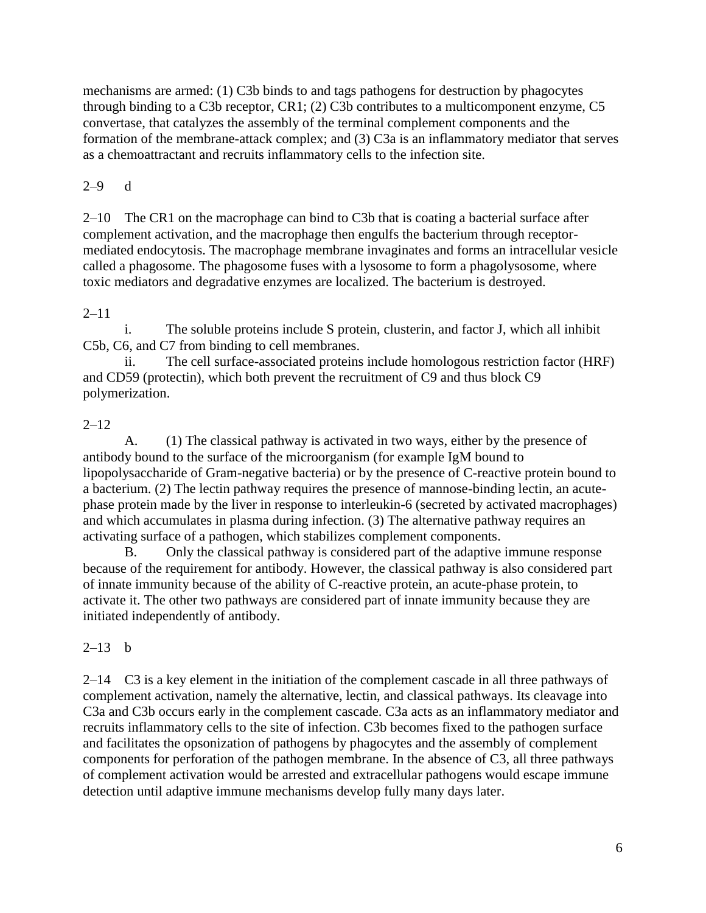mechanisms are armed: (1) C3b binds to and tags pathogens for destruction by phagocytes through binding to a C3b receptor, CR1; (2) C3b contributes to a multicomponent enzyme, C5 convertase, that catalyzes the assembly of the terminal complement components and the formation of the membrane-attack complex; and (3) C3a is an inflammatory mediator that serves as a chemoattractant and recruits inflammatory cells to the infection site.

2–9 d

2–10 The CR1 on the macrophage can bind to C3b that is coating a bacterial surface after complement activation, and the macrophage then engulfs the bacterium through receptor-mediated endocytosis. The macrophage membrane invaginates and forms an intracellular vesicle called a phagosome. The phagosome fuses with a lysosome to form a phagolysosome, where toxic mediators and degradative enzymes are localized. The bacterium is destroyed.

2–11

i. The soluble proteins include S protein, clusterin, and factor J, which all inhibit C5b, C6, and C7 from binding to cell membranes.

ii. The cell surface-associated proteins include homologous restriction factor (HRF) and CD59 (protectin), which both prevent the recruitment of C9 and thus block C9 polymerization.

2–12

A. (1) The classical pathway is activated in two ways, either by the presence of antibody bound to the surface of the microorganism (for example IgM bound to lipopolysaccharide of Gram-negative bacteria) or by the presence of C-reactive protein bound to a bacterium. (2) The lectin pathway requires the presence of mannose-binding lectin, an acute-phase protein made by the liver in response to interleukin-6 (secreted by activated macrophages) and which accumulates in plasma during infection. (3) The alternative pathway requires an activating surface of a pathogen, which stabilizes complement components.

B. Only the classical pathway is considered part of the adaptive immune response because of the requirement for antibody. However, the classical pathway is also considered part of innate immunity because of the ability of C-reactive protein, an acute-phase protein, to activate it. The other two pathways are considered part of innate immunity because they are initiated independently of antibody.

2–13 b

2–14 C3 is a key element in the initiation of the complement cascade in all three pathways of complement activation, namely the alternative, lectin, and classical pathways. Its cleavage into C3a and C3b occurs early in the complement cascade. C3a acts as an inflammatory mediator and recruits inflammatory cells to the site of infection. C3b becomes fixed to the pathogen surface and facilitates the opsonization of pathogens by phagocytes and the assembly of complement components for perforation of the pathogen membrane. In the absence of C3, all three pathways of complement activation would be arrested and extracellular pathogens would escape immune detection until adaptive immune mechanisms develop fully many days later.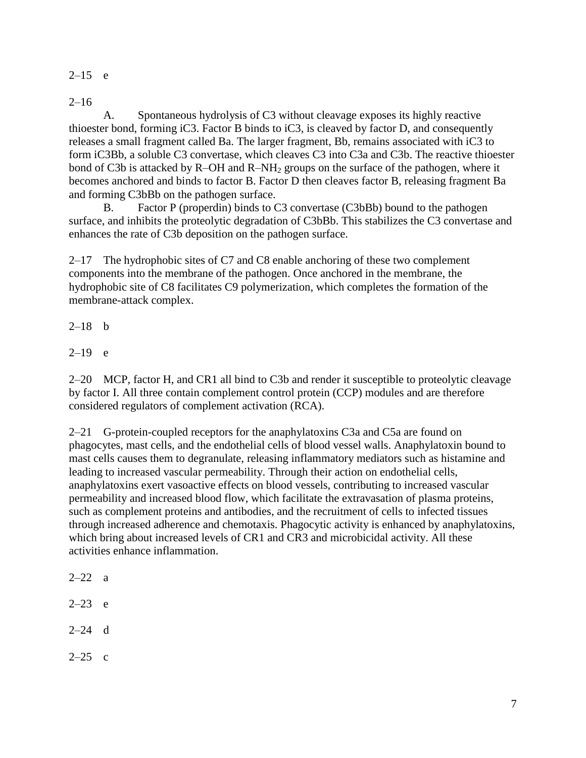2–15 e

2–16

A. Spontaneous hydrolysis of C3 without cleavage exposes its highly reactive thioester bond, forming iC3. Factor B binds to iC3, is cleaved by factor D, and consequently releases a small fragment called Ba. The larger fragment, Bb, remains associated with iC3 to form iC3Bb, a soluble C3 convertase, which cleaves C3 into C3a and C3b. The reactive thioester bond of C3b is attacked by R–OH and R–$NH_2$ groups on the surface of the pathogen, where it becomes anchored and binds to factor B. Factor D then cleaves factor B, releasing fragment Ba and forming C3bBb on the pathogen surface.

B. Factor P (properdin) binds to C3 convertase (C3bBb) bound to the pathogen surface, and inhibits the proteolytic degradation of C3bBb. This stabilizes the C3 convertase and enhances the rate of C3b deposition on the pathogen surface.

2–17 The hydrophobic sites of C7 and C8 enable anchoring of these two complement components into the membrane of the pathogen. Once anchored in the membrane, the hydrophobic site of C8 facilitates C9 polymerization, which completes the formation of the membrane-attack complex.

2–18 b

2–19 e

2–20 MCP, factor H, and CR1 all bind to C3b and render it susceptible to proteolytic cleavage by factor I. All three contain complement control protein (CCP) modules and are therefore considered regulators of complement activation (RCA).

2–21 G-protein-coupled receptors for the anaphylatoxins C3a and C5a are found on phagocytes, mast cells, and the endothelial cells of blood vessel walls. Anaphylatoxin bound to mast cells causes them to degranulate, releasing inflammatory mediators such as histamine and leading to increased vascular permeability. Through their action on endothelial cells, anaphylatoxins exert vasoactive effects on blood vessels, contributing to increased vascular permeability and increased blood flow, which facilitate the extravasation of plasma proteins, such as complement proteins and antibodies, and the recruitment of cells to infected tissues through increased adherence and chemotaxis. Phagocytic activity is enhanced by anaphylatoxins, which bring about increased levels of CR1 and CR3 and microbicidal activity. All these activities enhance inflammation.

2–22 a

2–23 e

2–24 d

2–25 c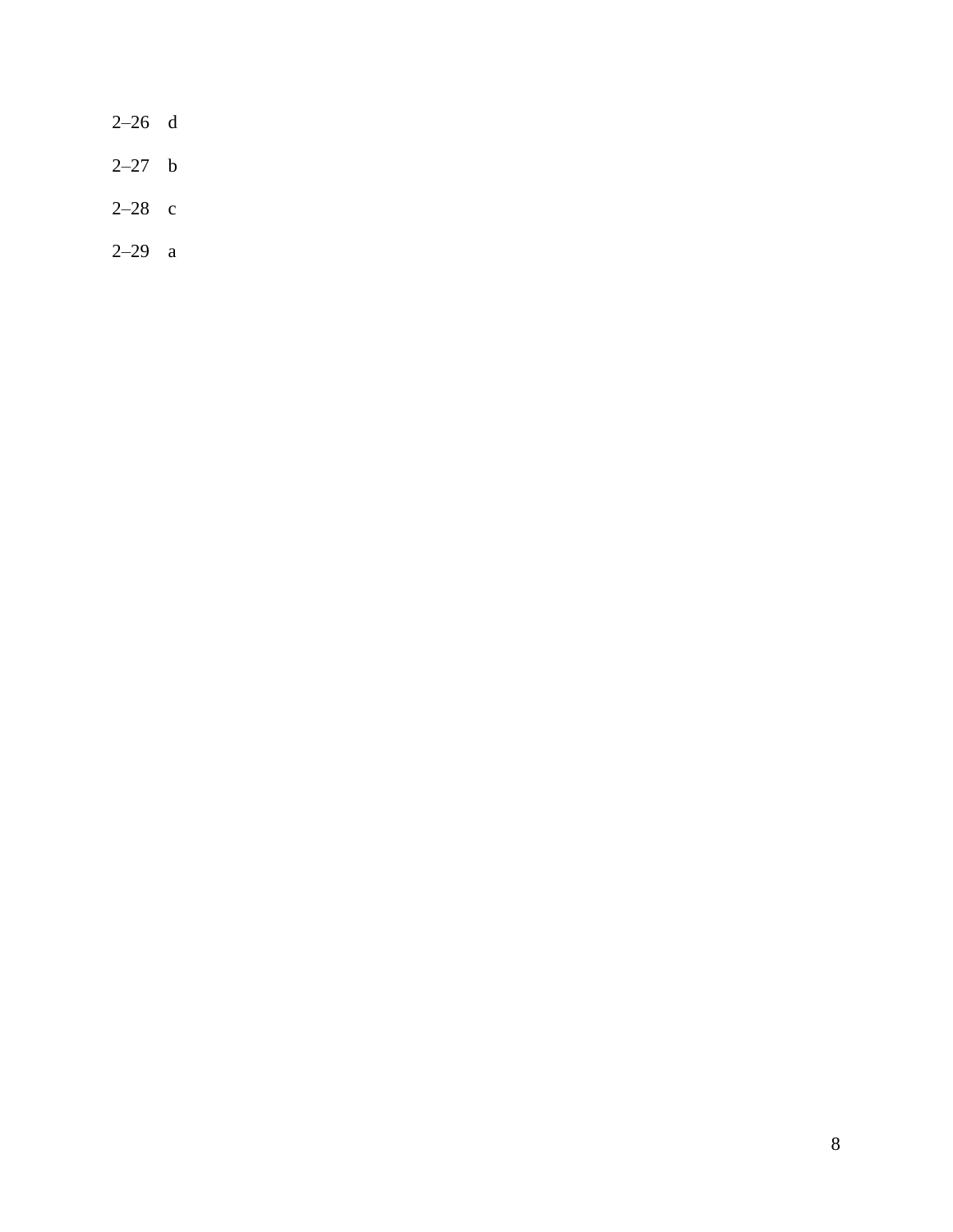2–26 d

2–27 b

2–28 c

2–29 a